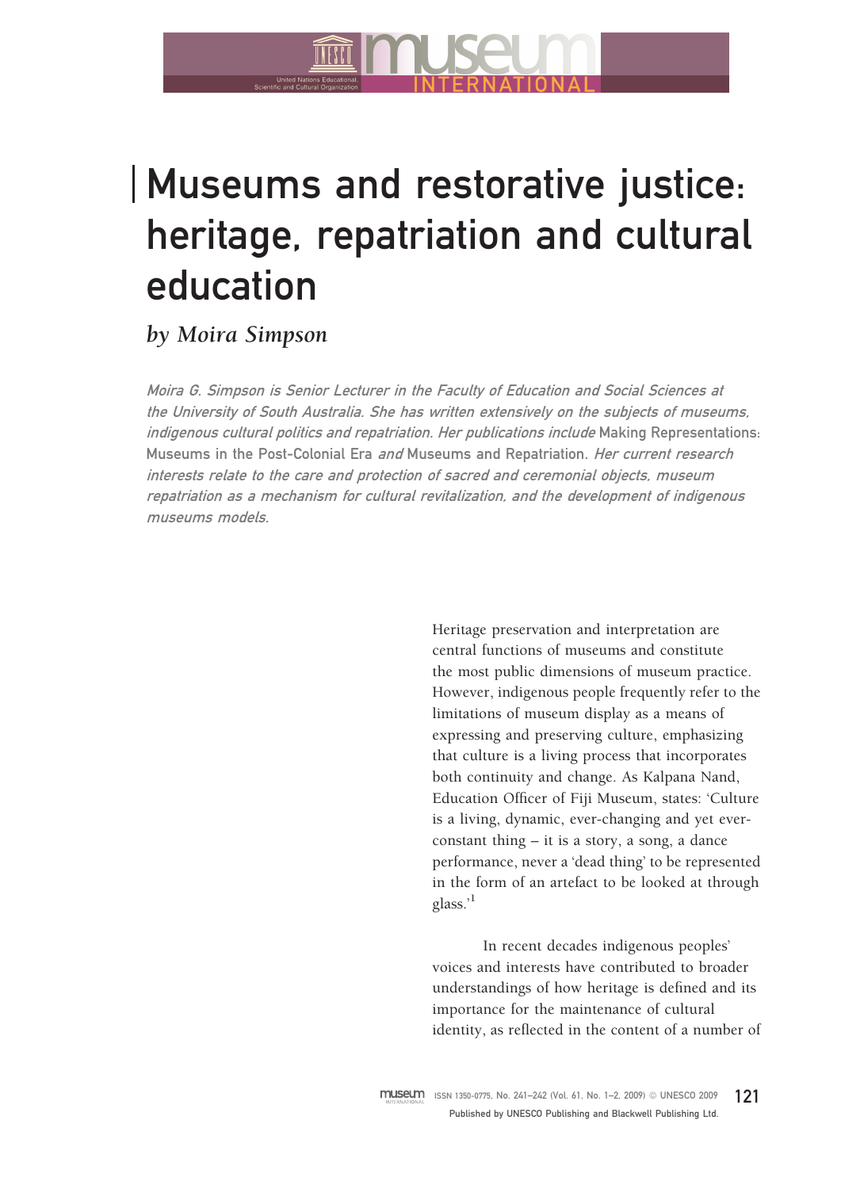# Museums and restorative justice: heritage, repatriation and cultural education

*by Moira Simpson*

*Moira G. Simpson is Senior Lecturer in the Faculty of Education and Social Sciences at the University of South Australia. She has written extensively on the subjects of museums, indigenous cultural politics and repatriation. Her publications include* Making Representations: Museums in the Post-Colonial Era *and* Museums and Repatriation. *Her current research interests relate to the care and protection of sacred and ceremonial objects, museum repatriation as a mechanism for cultural revitalization, and the development of indigenous museums models.*

Heritage preservation and interpretation are central functions of museums and constitute the most public dimensions of museum practice. However, indigenous people frequently refer to the limitations of museum display as a means of expressing and preserving culture, emphasizing that culture is a living process that incorporates both continuity and change. As Kalpana Nand, Education Officer of Fiji Museum, states: 'Culture is a living, dynamic, ever-changing and yet ever-constant thing – it is a story, a song, a dance performance, never a 'dead thing' to be represented in the form of an artefact to be looked at through glass.'[1]

In recent decades indigenous peoples' voices and interests have contributed to broader understandings of how heritage is defined and its importance for the maintenance of cultural identity, as reflected in the content of a number of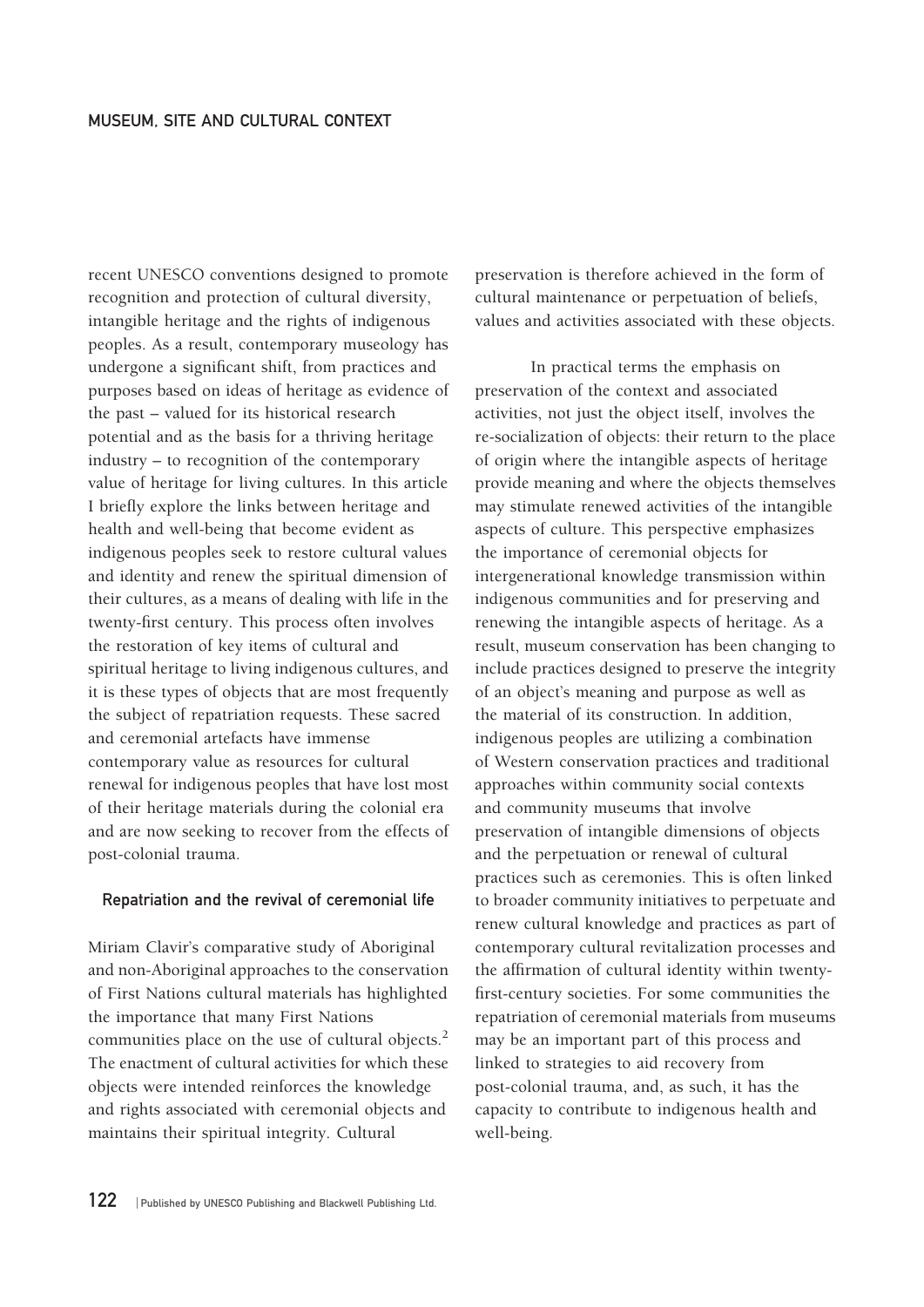recent UNESCO conventions designed to promote recognition and protection of cultural diversity, intangible heritage and the rights of indigenous peoples. As a result, contemporary museology has undergone a significant shift, from practices and purposes based on ideas of heritage as evidence of the past – valued for its historical research potential and as the basis for a thriving heritage industry – to recognition of the contemporary value of heritage for living cultures. In this article I briefly explore the links between heritage and health and well-being that become evident as indigenous peoples seek to restore cultural values and identity and renew the spiritual dimension of their cultures, as a means of dealing with life in the twenty-first century. This process often involves the restoration of key items of cultural and spiritual heritage to living indigenous cultures, and it is these types of objects that are most frequently the subject of repatriation requests. These sacred and ceremonial artefacts have immense contemporary value as resources for cultural renewal for indigenous peoples that have lost most of their heritage materials during the colonial era and are now seeking to recover from the effects of post-colonial trauma.

## Repatriation and the revival of ceremonial life

Miriam Clavir's comparative study of Aboriginal and non-Aboriginal approaches to the conservation of First Nations cultural materials has highlighted the importance that many First Nations communities place on the use of cultural objects.[2] The enactment of cultural activities for which these objects were intended reinforces the knowledge and rights associated with ceremonial objects and maintains their spiritual integrity. Cultural preservation is therefore achieved in the form of cultural maintenance or perpetuation of beliefs, values and activities associated with these objects.

In practical terms the emphasis on preservation of the context and associated activities, not just the object itself, involves the re-socialization of objects: their return to the place of origin where the intangible aspects of heritage provide meaning and where the objects themselves may stimulate renewed activities of the intangible aspects of culture. This perspective emphasizes the importance of ceremonial objects for intergenerational knowledge transmission within indigenous communities and for preserving and renewing the intangible aspects of heritage. As a result, museum conservation has been changing to include practices designed to preserve the integrity of an object's meaning and purpose as well as the material of its construction. In addition, indigenous peoples are utilizing a combination of Western conservation practices and traditional approaches within community social contexts and community museums that involve preservation of intangible dimensions of objects and the perpetuation or renewal of cultural practices such as ceremonies. This is often linked to broader community initiatives to perpetuate and renew cultural knowledge and practices as part of contemporary cultural revitalization processes and the affirmation of cultural identity within twenty-first-century societies. For some communities the repatriation of ceremonial materials from museums may be an important part of this process and linked to strategies to aid recovery from post-colonial trauma, and, as such, it has the capacity to contribute to indigenous health and well-being.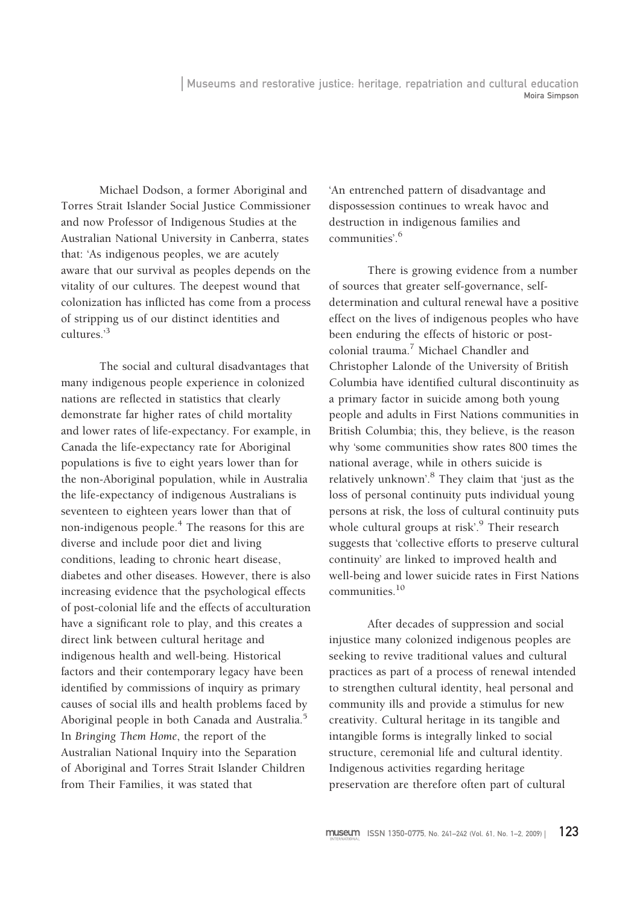Michael Dodson, a former Aboriginal and Torres Strait Islander Social Justice Commissioner and now Professor of Indigenous Studies at the Australian National University in Canberra, states that: 'As indigenous peoples, we are acutely aware that our survival as peoples depends on the vitality of our cultures. The deepest wound that colonization has inflicted has come from a process of stripping us of our distinct identities and cultures.'[3]

The social and cultural disadvantages that many indigenous people experience in colonized nations are reflected in statistics that clearly demonstrate far higher rates of child mortality and lower rates of life-expectancy. For example, in Canada the life-expectancy rate for Aboriginal populations is five to eight years lower than for the non-Aboriginal population, while in Australia the life-expectancy of indigenous Australians is seventeen to eighteen years lower than that of non-indigenous people.[4] The reasons for this are diverse and include poor diet and living conditions, leading to chronic heart disease, diabetes and other diseases. However, there is also increasing evidence that the psychological effects of post-colonial life and the effects of acculturation have a significant role to play, and this creates a direct link between cultural heritage and indigenous health and well-being. Historical factors and their contemporary legacy have been identified by commissions of inquiry as primary causes of social ills and health problems faced by Aboriginal people in both Canada and Australia.[5] In *Bringing Them Home*, the report of the Australian National Inquiry into the Separation of Aboriginal and Torres Strait Islander Children from Their Families, it was stated that 'An entrenched pattern of disadvantage and dispossession continues to wreak havoc and destruction in indigenous families and communities'.[6]

There is growing evidence from a number of sources that greater self-governance, self-determination and cultural renewal have a positive effect on the lives of indigenous peoples who have been enduring the effects of historic or post-colonial trauma.[7] Michael Chandler and Christopher Lalonde of the University of British Columbia have identified cultural discontinuity as a primary factor in suicide among both young people and adults in First Nations communities in British Columbia; this, they believe, is the reason why 'some communities show rates 800 times the national average, while in others suicide is relatively unknown'.[8] They claim that 'just as the loss of personal continuity puts individual young persons at risk, the loss of cultural continuity puts whole cultural groups at risk'.[9] Their research suggests that 'collective efforts to preserve cultural continuity' are linked to improved health and well-being and lower suicide rates in First Nations communities.[10]

After decades of suppression and social injustice many colonized indigenous peoples are seeking to revive traditional values and cultural practices as part of a process of renewal intended to strengthen cultural identity, heal personal and community ills and provide a stimulus for new creativity. Cultural heritage in its tangible and intangible forms is integrally linked to social structure, ceremonial life and cultural identity. Indigenous activities regarding heritage preservation are therefore often part of cultural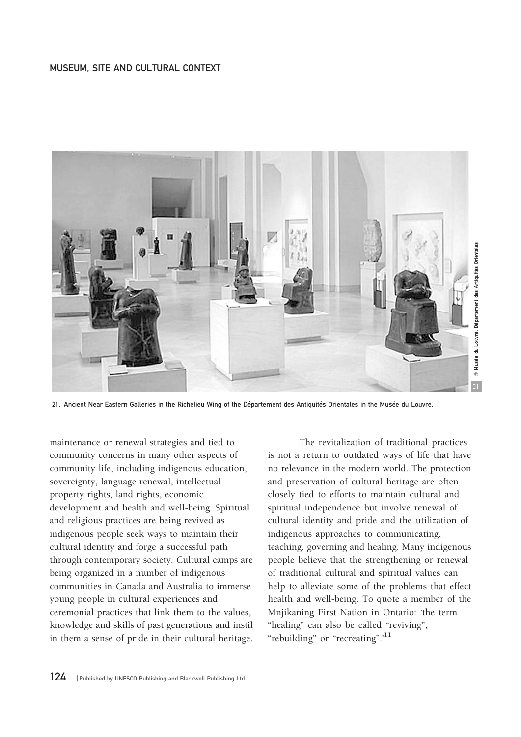21. Ancient Near Eastern Galleries in the Richelieu Wing of the Département des Antiquités Orientales in the Musée du Louvre.

maintenance or renewal strategies and tied to community concerns in many other aspects of community life, including indigenous education, sovereignty, language renewal, intellectual property rights, land rights, economic development and health and well-being. Spiritual and religious practices are being revived as indigenous people seek ways to maintain their cultural identity and forge a successful path through contemporary society. Cultural camps are being organized in a number of indigenous communities in Canada and Australia to immerse young people in cultural experiences and ceremonial practices that link them to the values, knowledge and skills of past generations and instil in them a sense of pride in their cultural heritage.

The revitalization of traditional practices is not a return to outdated ways of life that have no relevance in the modern world. The protection and preservation of cultural heritage are often closely tied to efforts to maintain cultural and spiritual independence but involve renewal of cultural identity and pride and the utilization of indigenous approaches to communicating, teaching, governing and healing. Many indigenous people believe that the strengthening or renewal of traditional cultural and spiritual values can help to alleviate some of the problems that effect health and well-being. To quote a member of the Mnjikaning First Nation in Ontario: 'the term "healing" can also be called "reviving", "rebuilding" or "recreating".'[11]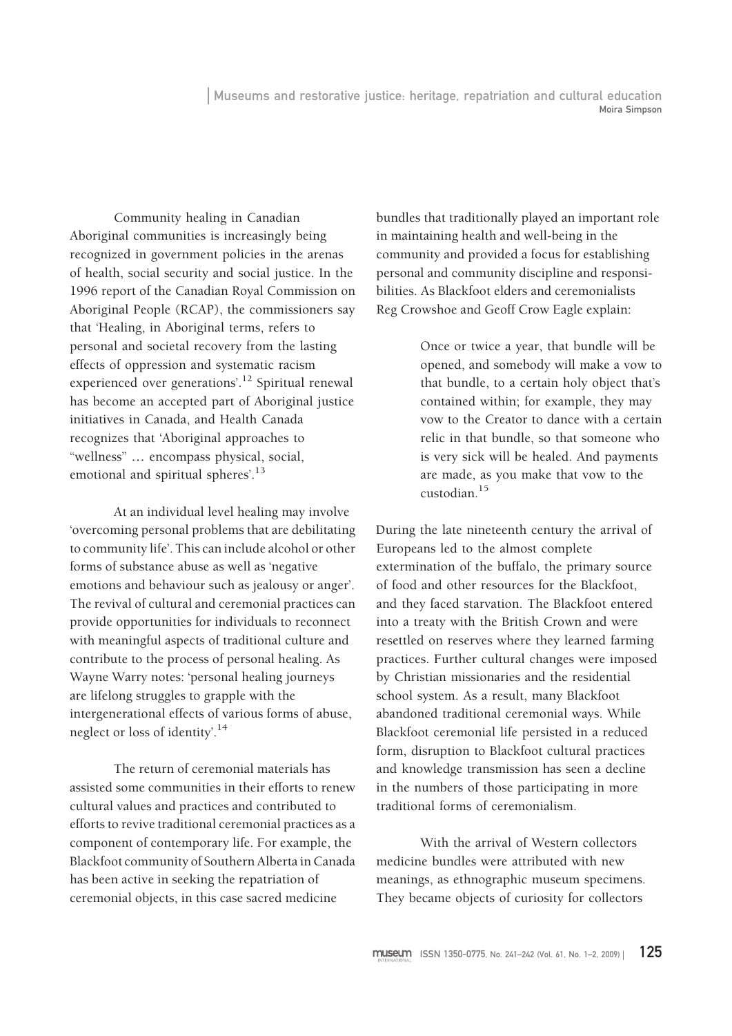Community healing in Canadian Aboriginal communities is increasingly being recognized in government policies in the arenas of health, social security and social justice. In the 1996 report of the Canadian Royal Commission on Aboriginal People (RCAP), the commissioners say that 'Healing, in Aboriginal terms, refers to personal and societal recovery from the lasting effects of oppression and systematic racism experienced over generations'.[12] Spiritual renewal has become an accepted part of Aboriginal justice initiatives in Canada, and Health Canada recognizes that 'Aboriginal approaches to "wellness" … encompass physical, social, emotional and spiritual spheres'.[13]

At an individual level healing may involve 'overcoming personal problems that are debilitating to community life'. This can include alcohol or other forms of substance abuse as well as 'negative emotions and behaviour such as jealousy or anger'. The revival of cultural and ceremonial practices can provide opportunities for individuals to reconnect with meaningful aspects of traditional culture and contribute to the process of personal healing. As Wayne Warry notes: 'personal healing journeys are lifelong struggles to grapple with the intergenerational effects of various forms of abuse, neglect or loss of identity'.[14]

The return of ceremonial materials has assisted some communities in their efforts to renew cultural values and practices and contributed to efforts to revive traditional ceremonial practices as a component of contemporary life. For example, the Blackfoot community of Southern Alberta in Canada has been active in seeking the repatriation of ceremonial objects, in this case sacred medicine bundles that traditionally played an important role in maintaining health and well-being in the community and provided a focus for establishing personal and community discipline and responsibilities. As Blackfoot elders and ceremonialists Reg Crowshoe and Geoff Crow Eagle explain:

> Once or twice a year, that bundle will be opened, and somebody will make a vow to that bundle, to a certain holy object that's contained within; for example, they may vow to the Creator to dance with a certain relic in that bundle, so that someone who is very sick will be healed. And payments are made, as you make that vow to the custodian.[15]

During the late nineteenth century the arrival of Europeans led to the almost complete extermination of the buffalo, the primary source of food and other resources for the Blackfoot, and they faced starvation. The Blackfoot entered into a treaty with the British Crown and were resettled on reserves where they learned farming practices. Further cultural changes were imposed by Christian missionaries and the residential school system. As a result, many Blackfoot abandoned traditional ceremonial ways. While Blackfoot ceremonial life persisted in a reduced form, disruption to Blackfoot cultural practices and knowledge transmission has seen a decline in the numbers of those participating in more traditional forms of ceremonialism.

With the arrival of Western collectors medicine bundles were attributed with new meanings, as ethnographic museum specimens. They became objects of curiosity for collectors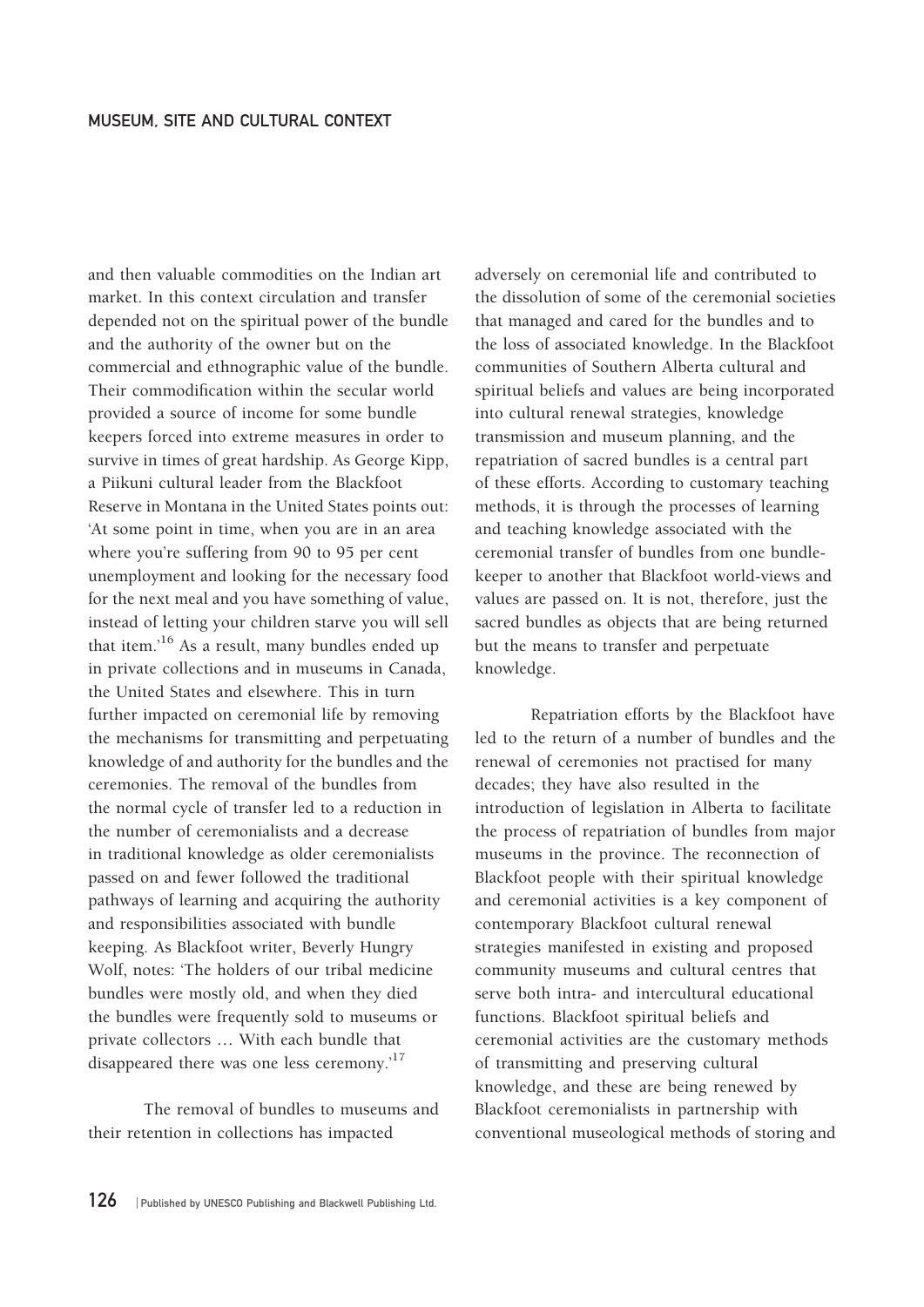and then valuable commodities on the Indian art market. In this context circulation and transfer depended not on the spiritual power of the bundle and the authority of the owner but on the commercial and ethnographic value of the bundle. Their commodification within the secular world provided a source of income for some bundle keepers forced into extreme measures in order to survive in times of great hardship. As George Kipp, a Piikuni cultural leader from the Blackfoot Reserve in Montana in the United States points out: 'At some point in time, when you are in an area where you're suffering from 90 to 95 per cent unemployment and looking for the necessary food for the next meal and you have something of value, instead of letting your children starve you will sell that item.'[16] As a result, many bundles ended up in private collections and in museums in Canada, the United States and elsewhere. This in turn further impacted on ceremonial life by removing the mechanisms for transmitting and perpetuating knowledge of and authority for the bundles and the ceremonies. The removal of the bundles from the normal cycle of transfer led to a reduction in the number of ceremonialists and a decrease in traditional knowledge as older ceremonialists passed on and fewer followed the traditional pathways of learning and acquiring the authority and responsibilities associated with bundle keeping. As Blackfoot writer, Beverly Hungry Wolf, notes: 'The holders of our tribal medicine bundles were mostly old, and when they died the bundles were frequently sold to museums or private collectors … With each bundle that disappeared there was one less ceremony.'[17]

The removal of bundles to museums and their retention in collections has impacted adversely on ceremonial life and contributed to the dissolution of some of the ceremonial societies that managed and cared for the bundles and to the loss of associated knowledge. In the Blackfoot communities of Southern Alberta cultural and spiritual beliefs and values are being incorporated into cultural renewal strategies, knowledge transmission and museum planning, and the repatriation of sacred bundles is a central part of these efforts. According to customary teaching methods, it is through the processes of learning and teaching knowledge associated with the ceremonial transfer of bundles from one bundle-keeper to another that Blackfoot world-views and values are passed on. It is not, therefore, just the sacred bundles as objects that are being returned but the means to transfer and perpetuate knowledge.

Repatriation efforts by the Blackfoot have led to the return of a number of bundles and the renewal of ceremonies not practised for many decades; they have also resulted in the introduction of legislation in Alberta to facilitate the process of repatriation of bundles from major museums in the province. The reconnection of Blackfoot people with their spiritual knowledge and ceremonial activities is a key component of contemporary Blackfoot cultural renewal strategies manifested in existing and proposed community museums and cultural centres that serve both intra- and intercultural educational functions. Blackfoot spiritual beliefs and ceremonial activities are the customary methods of transmitting and preserving cultural knowledge, and these are being renewed by Blackfoot ceremonialists in partnership with conventional museological methods of storing and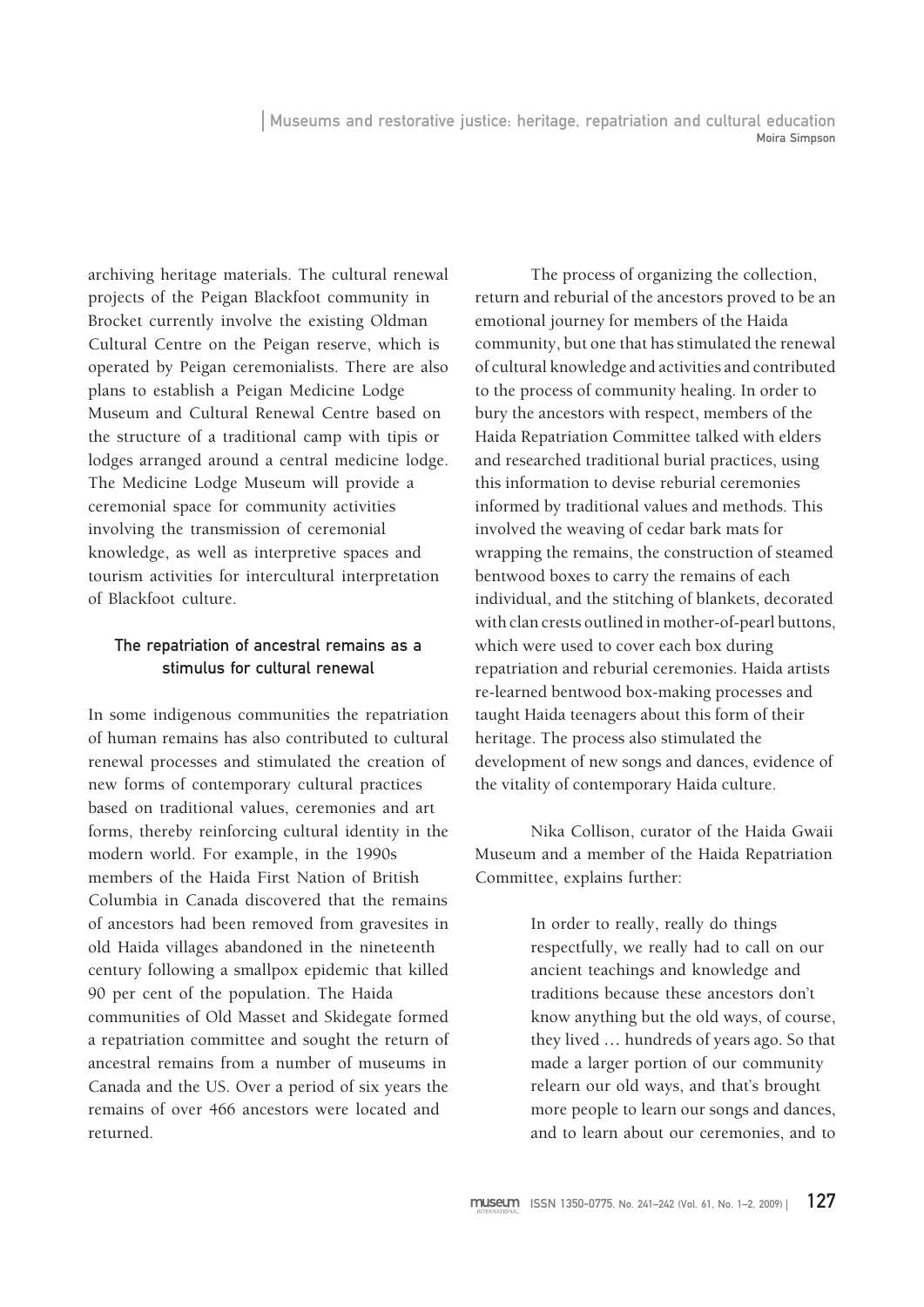archiving heritage materials. The cultural renewal projects of the Peigan Blackfoot community in Brocket currently involve the existing Oldman Cultural Centre on the Peigan reserve, which is operated by Peigan ceremonialists. There are also plans to establish a Peigan Medicine Lodge Museum and Cultural Renewal Centre based on the structure of a traditional camp with tipis or lodges arranged around a central medicine lodge. The Medicine Lodge Museum will provide a ceremonial space for community activities involving the transmission of ceremonial knowledge, as well as interpretive spaces and tourism activities for intercultural interpretation of Blackfoot culture.

### The repatriation of ancestral remains as a stimulus for cultural renewal

In some indigenous communities the repatriation of human remains has also contributed to cultural renewal processes and stimulated the creation of new forms of contemporary cultural practices based on traditional values, ceremonies and art forms, thereby reinforcing cultural identity in the modern world. For example, in the 1990s members of the Haida First Nation of British Columbia in Canada discovered that the remains of ancestors had been removed from gravesites in old Haida villages abandoned in the nineteenth century following a smallpox epidemic that killed 90 per cent of the population. The Haida communities of Old Masset and Skidegate formed a repatriation committee and sought the return of ancestral remains from a number of museums in Canada and the US. Over a period of six years the remains of over 466 ancestors were located and returned.

The process of organizing the collection, return and reburial of the ancestors proved to be an emotional journey for members of the Haida community, but one that has stimulated the renewal of cultural knowledge and activities and contributed to the process of community healing. In order to bury the ancestors with respect, members of the Haida Repatriation Committee talked with elders and researched traditional burial practices, using this information to devise reburial ceremonies informed by traditional values and methods. This involved the weaving of cedar bark mats for wrapping the remains, the construction of steamed bentwood boxes to carry the remains of each individual, and the stitching of blankets, decorated with clan crests outlined in mother-of-pearl buttons, which were used to cover each box during repatriation and reburial ceremonies. Haida artists re-learned bentwood box-making processes and taught Haida teenagers about this form of their heritage. The process also stimulated the development of new songs and dances, evidence of the vitality of contemporary Haida culture.

Nika Collison, curator of the Haida Gwaii Museum and a member of the Haida Repatriation Committee, explains further:

> In order to really, really do things respectfully, we really had to call on our ancient teachings and knowledge and traditions because these ancestors don't know anything but the old ways, of course, they lived … hundreds of years ago. So that made a larger portion of our community relearn our old ways, and that's brought more people to learn our songs and dances, and to learn about our ceremonies, and to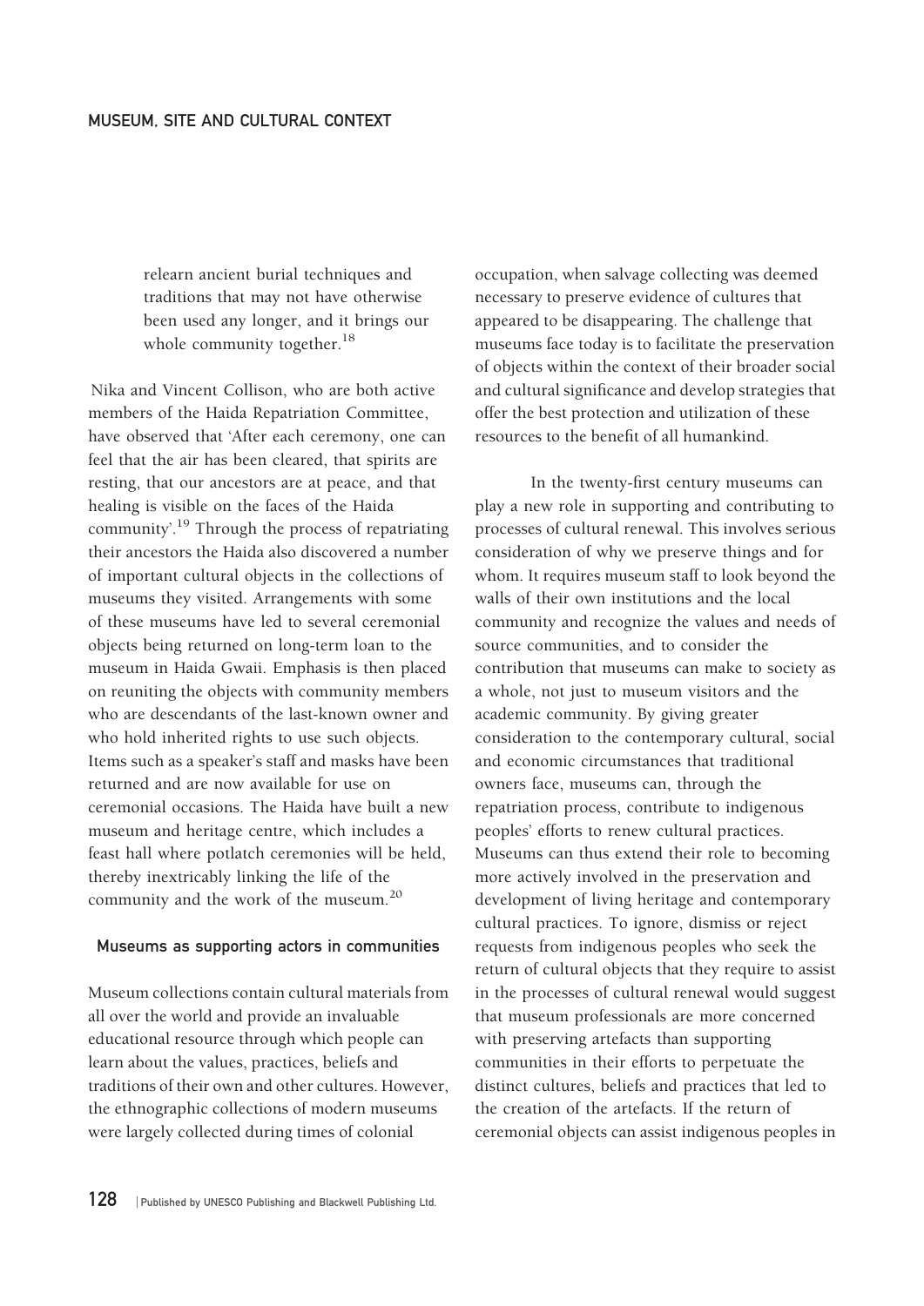relearn ancient burial techniques and traditions that may not have otherwise been used any longer, and it brings our whole community together.[18]

Nika and Vincent Collison, who are both active members of the Haida Repatriation Committee, have observed that 'After each ceremony, one can feel that the air has been cleared, that spirits are resting, that our ancestors are at peace, and that healing is visible on the faces of the Haida community'.[19] Through the process of repatriating their ancestors the Haida also discovered a number of important cultural objects in the collections of museums they visited. Arrangements with some of these museums have led to several ceremonial objects being returned on long-term loan to the museum in Haida Gwaii. Emphasis is then placed on reuniting the objects with community members who are descendants of the last-known owner and who hold inherited rights to use such objects. Items such as a speaker's staff and masks have been returned and are now available for use on ceremonial occasions. The Haida have built a new museum and heritage centre, which includes a feast hall where potlatch ceremonies will be held, thereby inextricably linking the life of the community and the work of the museum.[20]

## Museums as supporting actors in communities

Museum collections contain cultural materials from all over the world and provide an invaluable educational resource through which people can learn about the values, practices, beliefs and traditions of their own and other cultures. However, the ethnographic collections of modern museums were largely collected during times of colonial occupation, when salvage collecting was deemed necessary to preserve evidence of cultures that appeared to be disappearing. The challenge that museums face today is to facilitate the preservation of objects within the context of their broader social and cultural significance and develop strategies that offer the best protection and utilization of these resources to the benefit of all humankind.

In the twenty-first century museums can play a new role in supporting and contributing to processes of cultural renewal. This involves serious consideration of why we preserve things and for whom. It requires museum staff to look beyond the walls of their own institutions and the local community and recognize the values and needs of source communities, and to consider the contribution that museums can make to society as a whole, not just to museum visitors and the academic community. By giving greater consideration to the contemporary cultural, social and economic circumstances that traditional owners face, museums can, through the repatriation process, contribute to indigenous peoples' efforts to renew cultural practices. Museums can thus extend their role to becoming more actively involved in the preservation and development of living heritage and contemporary cultural practices. To ignore, dismiss or reject requests from indigenous peoples who seek the return of cultural objects that they require to assist in the processes of cultural renewal would suggest that museum professionals are more concerned with preserving artefacts than supporting communities in their efforts to perpetuate the distinct cultures, beliefs and practices that led to the creation of the artefacts. If the return of ceremonial objects can assist indigenous peoples in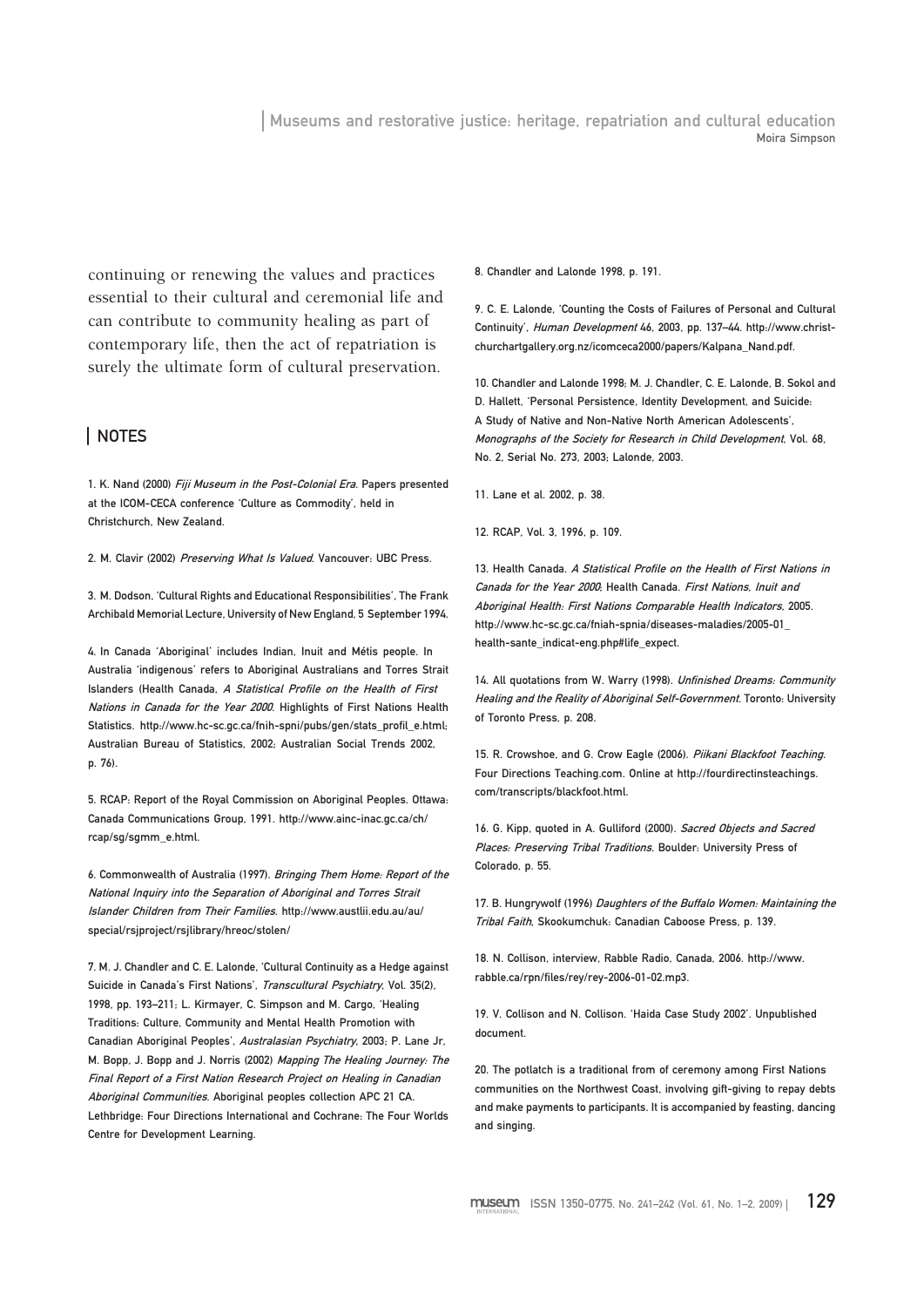continuing or renewing the values and practices essential to their cultural and ceremonial life and can contribute to community healing as part of contemporary life, then the act of repatriation is surely the ultimate form of cultural preservation.

## NOTES

1. K. Nand (2000) *Fiji Museum in the Post-Colonial Era*. Papers presented at the ICOM-CECA conference 'Culture as Commodity', held in Christchurch, New Zealand.

2. M. Clavir (2002) *Preserving What Is Valued*. Vancouver: UBC Press.

3. M. Dodson, 'Cultural Rights and Educational Responsibilities', The Frank Archibald Memorial Lecture, University of New England, 5 September 1994.

4. In Canada 'Aboriginal' includes Indian, Inuit and Métis people. In Australia 'indigenous' refers to Aboriginal Australians and Torres Strait Islanders (Health Canada, *A Statistical Profile on the Health of First Nations in Canada for the Year 2000*. Highlights of First Nations Health Statistics. http://www.hc-sc.gc.ca/fnih-spni/pubs/gen/stats_profil_e.html; Australian Bureau of Statistics, 2002; Australian Social Trends 2002, p. 76).

5. RCAP: Report of the Royal Commission on Aboriginal Peoples. Ottawa: Canada Communications Group, 1991. http://www.ainc-inac.gc.ca/ch/rcap/sg/sgmm_e.html.

6. Commonwealth of Australia (1997). *Bringing Them Home: Report of the National Inquiry into the Separation of Aboriginal and Torres Strait Islander Children from Their Families*. http://www.austlii.edu.au/au/special/rsjproject/rsjlibrary/hreoc/stolen/

7. M. J. Chandler and C. E. Lalonde, 'Cultural Continuity as a Hedge against Suicide in Canada's First Nations', *Transcultural Psychiatry*, Vol. 35(2), 1998, pp. 193–211; L. Kirmayer, C. Simpson and M. Cargo, 'Healing Traditions: Culture, Community and Mental Health Promotion with Canadian Aboriginal Peoples', *Australasian Psychiatry*, 2003; P. Lane Jr, M. Bopp, J. Bopp and J. Norris (2002) *Mapping The Healing Journey: The Final Report of a First Nation Research Project on Healing in Canadian Aboriginal Communities*. Aboriginal peoples collection APC 21 CA. Lethbridge: Four Directions International and Cochrane: The Four Worlds Centre for Development Learning.

8. Chandler and Lalonde 1998, p. 191.

9. C. E. Lalonde, 'Counting the Costs of Failures of Personal and Cultural Continuity', *Human Development* 46, 2003, pp. 137–44. http://www.christchurchartgallery.org.nz/icomceca2000/papers/Kalpana_Nand.pdf.

10. Chandler and Lalonde 1998; M. J. Chandler, C. E. Lalonde, B. Sokol and D. Hallett, 'Personal Persistence, Identity Development, and Suicide: A Study of Native and Non-Native North American Adolescents', *Monographs of the Society for Research in Child Development*, Vol. 68, No. 2, Serial No. 273, 2003; Lalonde, 2003.

11. Lane et al. 2002, p. 38.

12. RCAP, Vol. 3, 1996, p. 109.

13. Health Canada. *A Statistical Profile on the Health of First Nations in Canada for the Year 2000*; Health Canada. *First Nations, Inuit and Aboriginal Health: First Nations Comparable Health Indicators*, 2005. http://www.hc-sc.gc.ca/fniah-spnia/diseases-maladies/2005-01_health-sante_indicat-eng.php#life_expect.

14. All quotations from W. Warry (1998). *Unfinished Dreams: Community Healing and the Reality of Aboriginal Self-Government*. Toronto: University of Toronto Press, p. 208.

15. R. Crowshoe, and G. Crow Eagle (2006). *Piikani Blackfoot Teaching*. Four Directions Teaching.com. Online at http://fourdirectinsteachings.com/transcripts/blackfoot.html.

16. G. Kipp, quoted in A. Gulliford (2000). *Sacred Objects and Sacred Places: Preserving Tribal Traditions*. Boulder: University Press of Colorado, p. 55.

17. B. Hungrywolf (1996) *Daughters of the Buffalo Women: Maintaining the Tribal Faith*, Skookumchuk: Canadian Caboose Press, p. 139.

18. N. Collison, interview, Rabble Radio, Canada, 2006. http://www.rabble.ca/rpn/files/rey/rey-2006-01-02.mp3.

19. V. Collison and N. Collison. 'Haida Case Study 2002'. Unpublished document.

20. The potlatch is a traditional from of ceremony among First Nations communities on the Northwest Coast, involving gift-giving to repay debts and make payments to participants. It is accompanied by feasting, dancing and singing.